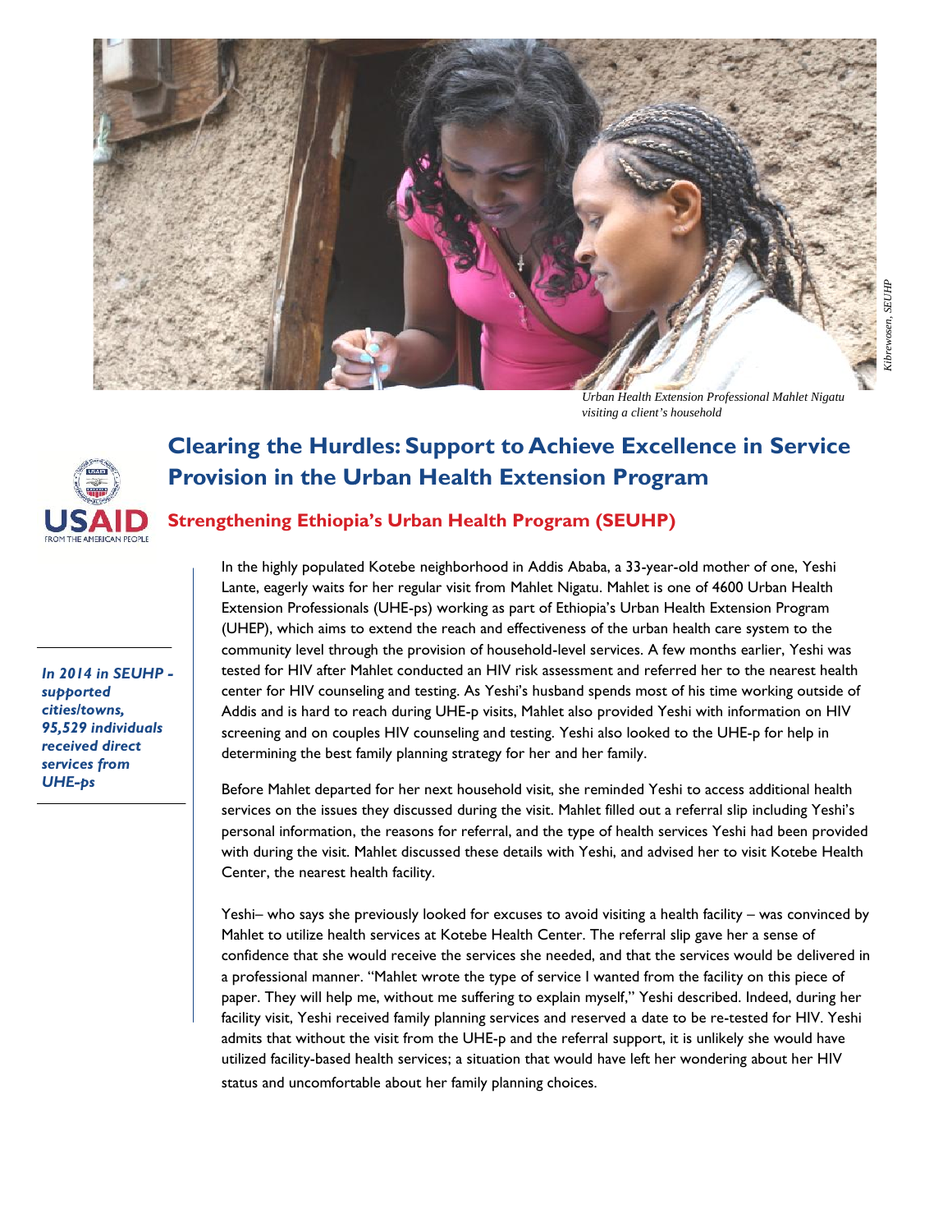*Urban Health Extension Professional Mahlet Nigatu visiting a client's household*

*Kibrewosen, SEUHP*

# Clearing the Hurdles: Support to Achieve Excellence in Service Provision in the Urban Health Extension Program

## Strengthening Ethiopia's Urban Health Program (SEUHP)

***In 2014 in SEUHP - supported cities/towns, 95,529 individuals received direct services from UHE-ps***

In the highly populated Kotebe neighborhood in Addis Ababa, a 33-year-old mother of one, Yeshi Lante, eagerly waits for her regular visit from Mahlet Nigatu. Mahlet is one of 4600 Urban Health Extension Professionals (UHE-ps) working as part of Ethiopia's Urban Health Extension Program (UHEP), which aims to extend the reach and effectiveness of the urban health care system to the community level through the provision of household-level services. A few months earlier, Yeshi was tested for HIV after Mahlet conducted an HIV risk assessment and referred her to the nearest health center for HIV counseling and testing. As Yeshi's husband spends most of his time working outside of Addis and is hard to reach during UHE-p visits, Mahlet also provided Yeshi with information on HIV screening and on couples HIV counseling and testing. Yeshi also looked to the UHE-p for help in determining the best family planning strategy for her and her family.

Before Mahlet departed for her next household visit, she reminded Yeshi to access additional health services on the issues they discussed during the visit. Mahlet filled out a referral slip including Yeshi's personal information, the reasons for referral, and the type of health services Yeshi had been provided with during the visit. Mahlet discussed these details with Yeshi, and advised her to visit Kotebe Health Center, the nearest health facility.

Yeshi– who says she previously looked for excuses to avoid visiting a health facility – was convinced by Mahlet to utilize health services at Kotebe Health Center. The referral slip gave her a sense of confidence that she would receive the services she needed, and that the services would be delivered in a professional manner. "Mahlet wrote the type of service I wanted from the facility on this piece of paper. They will help me, without me suffering to explain myself," Yeshi described. Indeed, during her facility visit, Yeshi received family planning services and reserved a date to be re-tested for HIV. Yeshi admits that without the visit from the UHE-p and the referral support, it is unlikely she would have utilized facility-based health services; a situation that would have left her wondering about her HIV status and uncomfortable about her family planning choices.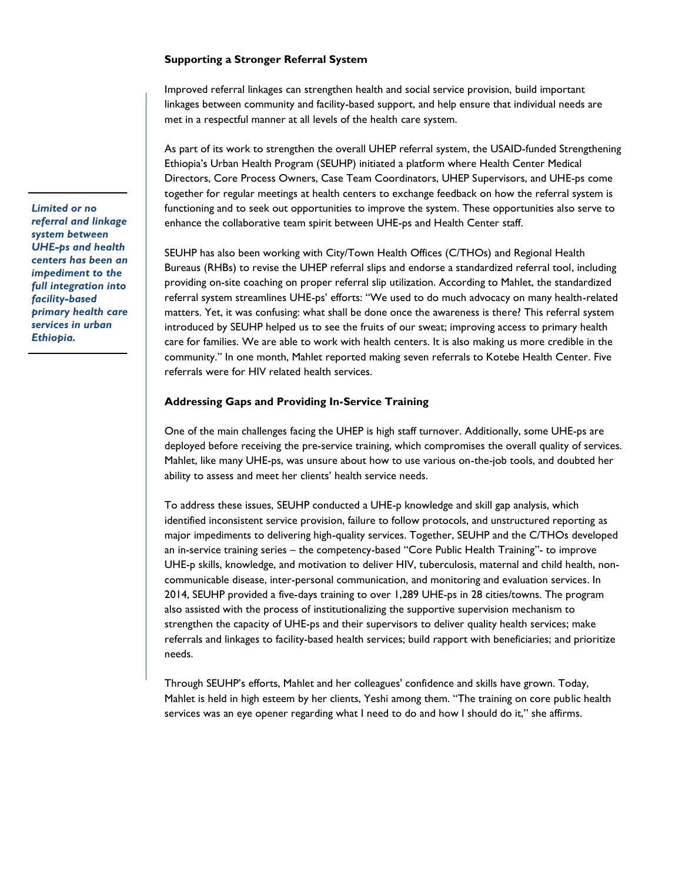### Supporting a Stronger Referral System

Improved referral linkages can strengthen health and social service provision, build important linkages between community and facility-based support, and help ensure that individual needs are met in a respectful manner at all levels of the health care system.

As part of its work to strengthen the overall UHEP referral system, the USAID-funded Strengthening Ethiopia's Urban Health Program (SEUHP) initiated a platform where Health Center Medical Directors, Core Process Owners, Case Team Coordinators, UHEP Supervisors, and UHE-ps come together for regular meetings at health centers to exchange feedback on how the referral system is functioning and to seek out opportunities to improve the system. These opportunities also serve to enhance the collaborative team spirit between UHE-ps and Health Center staff.

***Limited or no referral and linkage system between UHE-ps and health centers has been an impediment to the full integration into facility-based primary health care services in urban Ethiopia.***

SEUHP has also been working with City/Town Health Offices (C/THOs) and Regional Health Bureaus (RHBs) to revise the UHEP referral slips and endorse a standardized referral tool, including providing on-site coaching on proper referral slip utilization. According to Mahlet, the standardized referral system streamlines UHE-ps' efforts: "We used to do much advocacy on many health-related matters. Yet, it was confusing: what shall be done once the awareness is there? This referral system introduced by SEUHP helped us to see the fruits of our sweat; improving access to primary health care for families. We are able to work with health centers. It is also making us more credible in the community." In one month, Mahlet reported making seven referrals to Kotebe Health Center. Five referrals were for HIV related health services.

### Addressing Gaps and Providing In-Service Training

One of the main challenges facing the UHEP is high staff turnover. Additionally, some UHE-ps are deployed before receiving the pre-service training, which compromises the overall quality of services. Mahlet, like many UHE-ps, was unsure about how to use various on-the-job tools, and doubted her ability to assess and meet her clients' health service needs.

To address these issues, SEUHP conducted a UHE-p knowledge and skill gap analysis, which identified inconsistent service provision, failure to follow protocols, and unstructured reporting as major impediments to delivering high-quality services. Together, SEUHP and the C/THOs developed an in-service training series – the competency-based "Core Public Health Training"- to improve UHE-p skills, knowledge, and motivation to deliver HIV, tuberculosis, maternal and child health, non-communicable disease, inter-personal communication, and monitoring and evaluation services. In 2014, SEUHP provided a five-days training to over 1,289 UHE-ps in 28 cities/towns. The program also assisted with the process of institutionalizing the supportive supervision mechanism to strengthen the capacity of UHE-ps and their supervisors to deliver quality health services; make referrals and linkages to facility-based health services; build rapport with beneficiaries; and prioritize needs.

Through SEUHP's efforts, Mahlet and her colleagues' confidence and skills have grown. Today, Mahlet is held in high esteem by her clients, Yeshi among them. "The training on core public health services was an eye opener regarding what I need to do and how I should do it," she affirms.